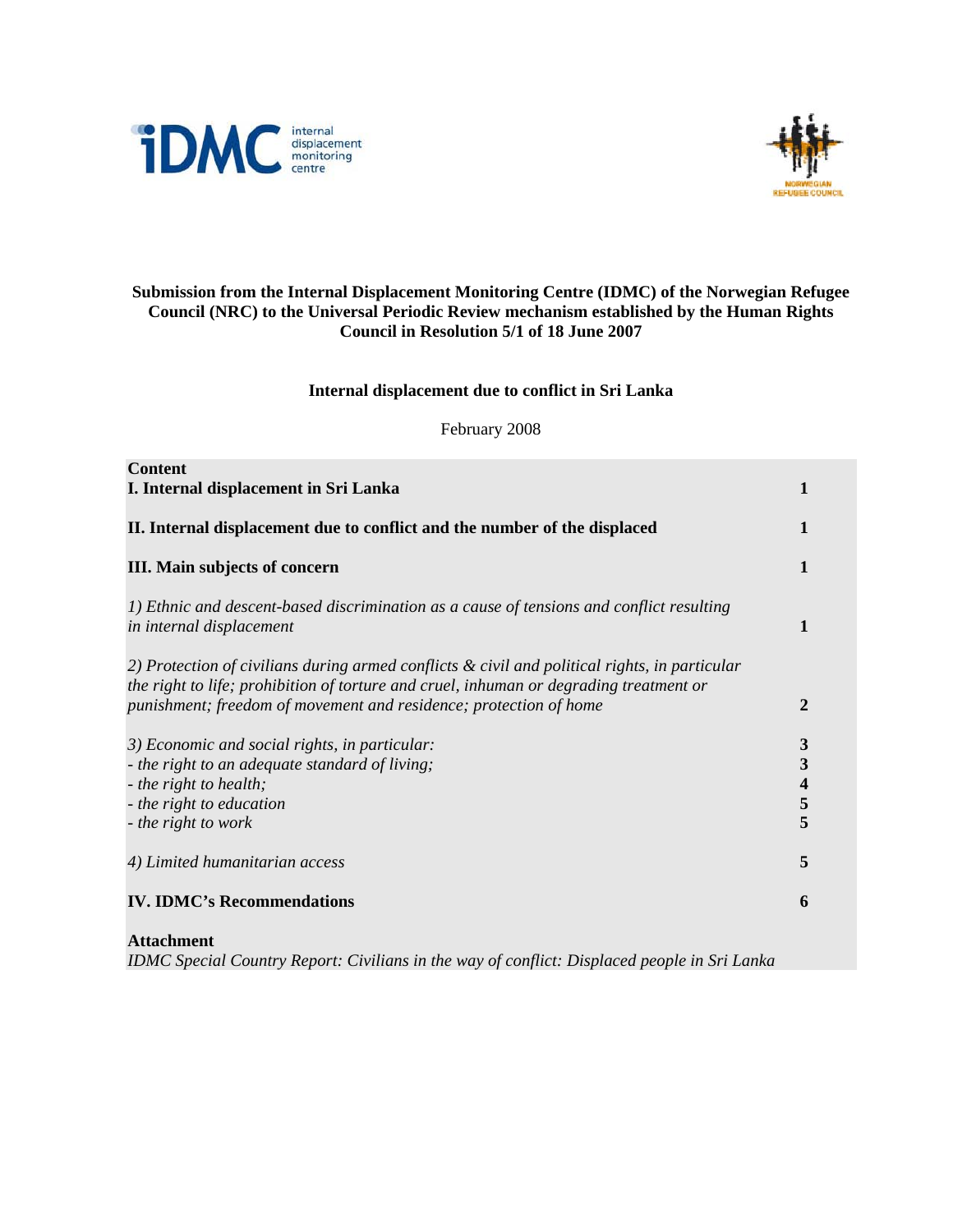**Submission from the Internal Displacement Monitoring Centre (IDMC) of the Norwegian Refugee Council (NRC) to the Universal Periodic Review mechanism established by the Human Rights Council in Resolution 5/1 of 18 June 2007**

**Internal displacement due to conflict in Sri Lanka**

February 2008

| **Content** | |
|---|---|
| **I. Internal displacement in Sri Lanka** | **1** |
| **II. Internal displacement due to conflict and the number of the displaced** | **1** |
| **III. Main subjects of concern** | **1** |
| *1) Ethnic and descent-based discrimination as a cause of tensions and conflict resulting in internal displacement* | **1** |
| *2) Protection of civilians during armed conflicts & civil and political rights, in particular the right to life; prohibition of torture and cruel, inhuman or degrading treatment or punishment; freedom of movement and residence; protection of home* | **2** |
| *3) Economic and social rights, in particular:* | **3** |
| *- the right to an adequate standard of living;* | **3** |
| *- the right to health;* | **4** |
| *- the right to education* | **5** |
| *- the right to work* | **5** |
| *4) Limited humanitarian access* | **5** |
| **IV. IDMC's Recommendations** | **6** |

**Attachment**

*IDMC Special Country Report: Civilians in the way of conflict: Displaced people in Sri Lanka*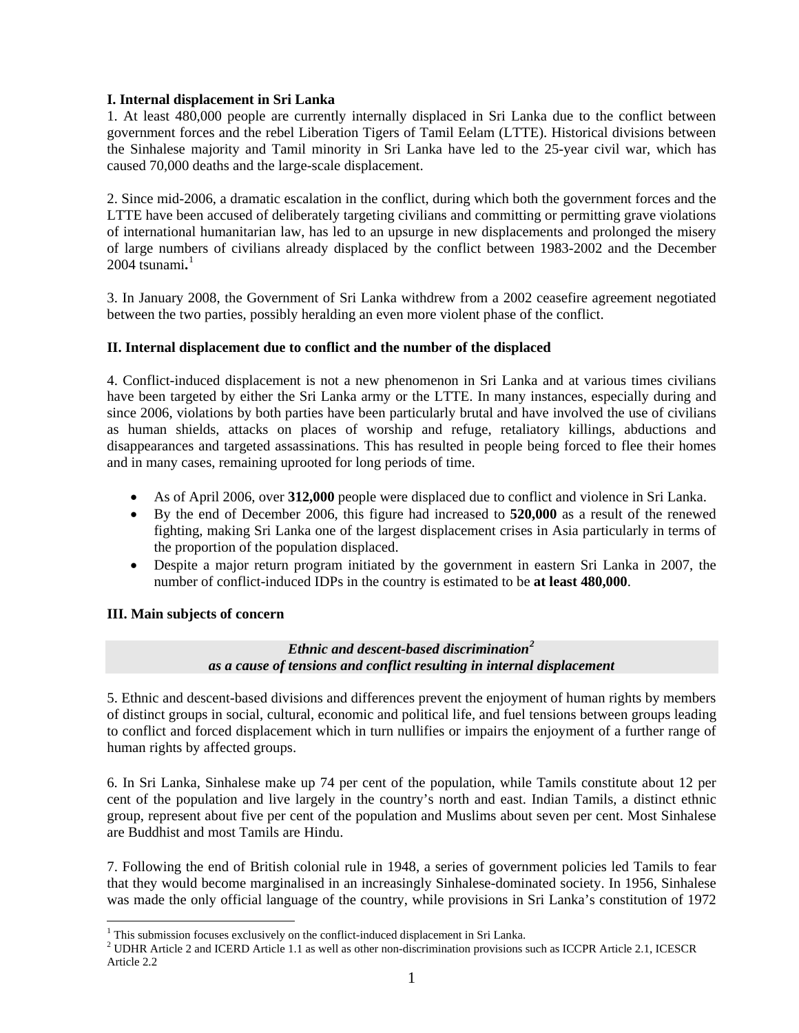**I. Internal displacement in Sri Lanka**

1. At least 480,000 people are currently internally displaced in Sri Lanka due to the conflict between government forces and the rebel Liberation Tigers of Tamil Eelam (LTTE). Historical divisions between the Sinhalese majority and Tamil minority in Sri Lanka have led to the 25-year civil war, which has caused 70,000 deaths and the large-scale displacement.

2. Since mid-2006, a dramatic escalation in the conflict, during which both the government forces and the LTTE have been accused of deliberately targeting civilians and committing or permitting grave violations of international humanitarian law, has led to an upsurge in new displacements and prolonged the misery of large numbers of civilians already displaced by the conflict between 1983-2002 and the December 2004 tsunami**.**[1]

3. In January 2008, the Government of Sri Lanka withdrew from a 2002 ceasefire agreement negotiated between the two parties, possibly heralding an even more violent phase of the conflict.

**II. Internal displacement due to conflict and the number of the displaced**

4. Conflict-induced displacement is not a new phenomenon in Sri Lanka and at various times civilians have been targeted by either the Sri Lanka army or the LTTE. In many instances, especially during and since 2006, violations by both parties have been particularly brutal and have involved the use of civilians as human shields, attacks on places of worship and refuge, retaliatory killings, abductions and disappearances and targeted assassinations. This has resulted in people being forced to flee their homes and in many cases, remaining uprooted for long periods of time.

- As of April 2006, over **312,000** people were displaced due to conflict and violence in Sri Lanka.
- By the end of December 2006, this figure had increased to **520,000** as a result of the renewed fighting, making Sri Lanka one of the largest displacement crises in Asia particularly in terms of the proportion of the population displaced.
- Despite a major return program initiated by the government in eastern Sri Lanka in 2007, the number of conflict-induced IDPs in the country is estimated to be **at least 480,000**.

**III. Main subjects of concern**

***Ethnic and descent-based discrimination[2] as a cause of tensions and conflict resulting in internal displacement***

5. Ethnic and descent-based divisions and differences prevent the enjoyment of human rights by members of distinct groups in social, cultural, economic and political life, and fuel tensions between groups leading to conflict and forced displacement which in turn nullifies or impairs the enjoyment of a further range of human rights by affected groups.

6. In Sri Lanka, Sinhalese make up 74 per cent of the population, while Tamils constitute about 12 per cent of the population and live largely in the country's north and east. Indian Tamils, a distinct ethnic group, represent about five per cent of the population and Muslims about seven per cent. Most Sinhalese are Buddhist and most Tamils are Hindu.

7. Following the end of British colonial rule in 1948, a series of government policies led Tamils to fear that they would become marginalised in an increasingly Sinhalese-dominated society. In 1956, Sinhalese was made the only official language of the country, while provisions in Sri Lanka's constitution of 1972

---

[1] This submission focuses exclusively on the conflict-induced displacement in Sri Lanka.

[2] UDHR Article 2 and ICERD Article 1.1 as well as other non-discrimination provisions such as ICCPR Article 2.1, ICESCR Article 2.2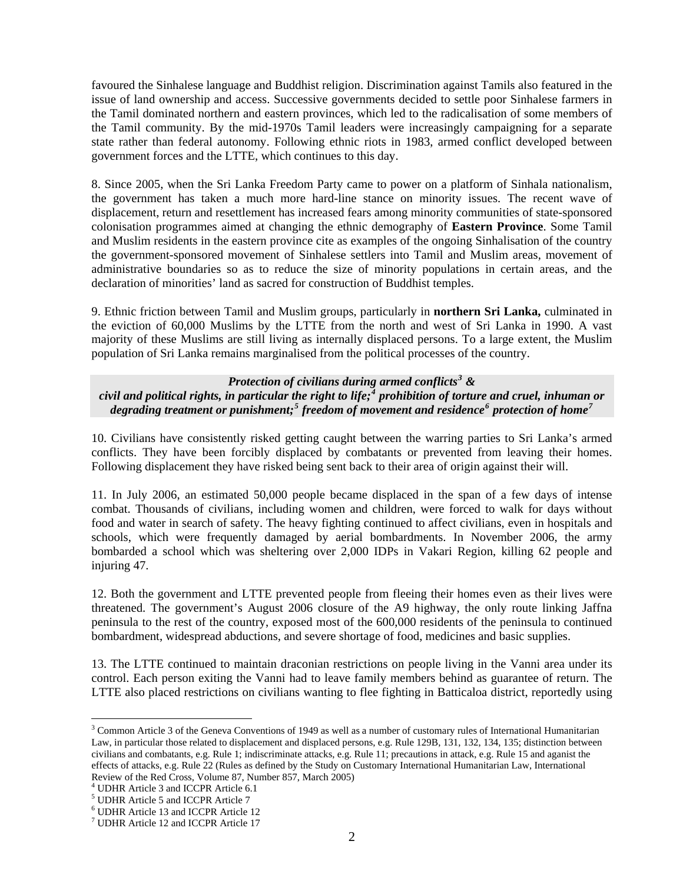favoured the Sinhalese language and Buddhist religion. Discrimination against Tamils also featured in the issue of land ownership and access. Successive governments decided to settle poor Sinhalese farmers in the Tamil dominated northern and eastern provinces, which led to the radicalisation of some members of the Tamil community. By the mid-1970s Tamil leaders were increasingly campaigning for a separate state rather than federal autonomy. Following ethnic riots in 1983, armed conflict developed between government forces and the LTTE, which continues to this day.

8. Since 2005, when the Sri Lanka Freedom Party came to power on a platform of Sinhala nationalism, the government has taken a much more hard-line stance on minority issues. The recent wave of displacement, return and resettlement has increased fears among minority communities of state-sponsored colonisation programmes aimed at changing the ethnic demography of **Eastern Province**. Some Tamil and Muslim residents in the eastern province cite as examples of the ongoing Sinhalisation of the country the government-sponsored movement of Sinhalese settlers into Tamil and Muslim areas, movement of administrative boundaries so as to reduce the size of minority populations in certain areas, and the declaration of minorities' land as sacred for construction of Buddhist temples.

9. Ethnic friction between Tamil and Muslim groups, particularly in **northern Sri Lanka,** culminated in the eviction of 60,000 Muslims by the LTTE from the north and west of Sri Lanka in 1990. A vast majority of these Muslims are still living as internally displaced persons. To a large extent, the Muslim population of Sri Lanka remains marginalised from the political processes of the country.

***Protection of civilians during armed conflicts[3] & civil and political rights, in particular the right to life;[4] prohibition of torture and cruel, inhuman or degrading treatment or punishment;[5] freedom of movement and residence[6] protection of home[7]***

10. Civilians have consistently risked getting caught between the warring parties to Sri Lanka's armed conflicts. They have been forcibly displaced by combatants or prevented from leaving their homes. Following displacement they have risked being sent back to their area of origin against their will.

11. In July 2006, an estimated 50,000 people became displaced in the span of a few days of intense combat. Thousands of civilians, including women and children, were forced to walk for days without food and water in search of safety. The heavy fighting continued to affect civilians, even in hospitals and schools, which were frequently damaged by aerial bombardments. In November 2006, the army bombarded a school which was sheltering over 2,000 IDPs in Vakari Region, killing 62 people and injuring 47.

12. Both the government and LTTE prevented people from fleeing their homes even as their lives were threatened. The government's August 2006 closure of the A9 highway, the only route linking Jaffna peninsula to the rest of the country, exposed most of the 600,000 residents of the peninsula to continued bombardment, widespread abductions, and severe shortage of food, medicines and basic supplies.

13. The LTTE continued to maintain draconian restrictions on people living in the Vanni area under its control. Each person exiting the Vanni had to leave family members behind as guarantee of return. The LTTE also placed restrictions on civilians wanting to flee fighting in Batticaloa district, reportedly using

---

[3] Common Article 3 of the Geneva Conventions of 1949 as well as a number of customary rules of International Humanitarian Law, in particular those related to displacement and displaced persons, e.g. Rule 129B, 131, 132, 134, 135; distinction between civilians and combatants, e.g. Rule 1; indiscriminate attacks, e.g. Rule 11; precautions in attack, e.g. Rule 15 and aganist the effects of attacks, e.g. Rule 22 (Rules as defined by the Study on Customary International Humanitarian Law, International Review of the Red Cross, Volume 87, Number 857, March 2005)

[4] UDHR Article 3 and ICCPR Article 6.1

[5] UDHR Article 5 and ICCPR Article 7

[6] UDHR Article 13 and ICCPR Article 12

[7] UDHR Article 12 and ICCPR Article 17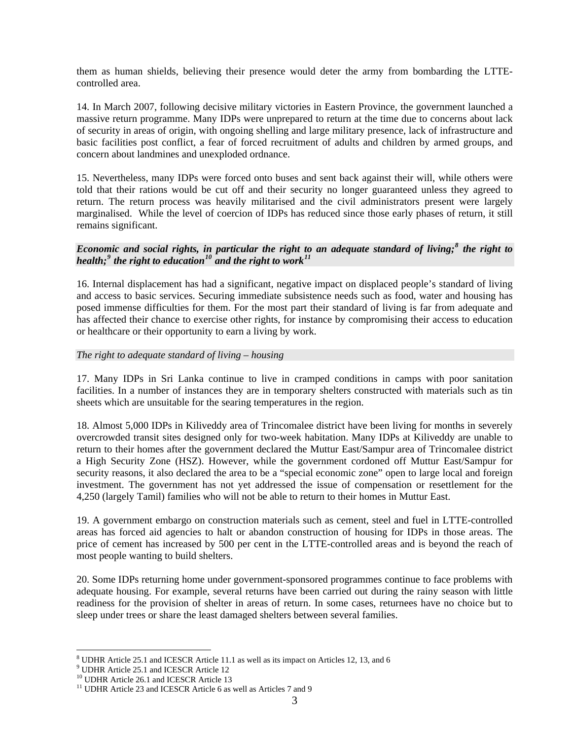them as human shields, believing their presence would deter the army from bombarding the LTTE-controlled area.

14. In March 2007, following decisive military victories in Eastern Province, the government launched a massive return programme. Many IDPs were unprepared to return at the time due to concerns about lack of security in areas of origin, with ongoing shelling and large military presence, lack of infrastructure and basic facilities post conflict, a fear of forced recruitment of adults and children by armed groups, and concern about landmines and unexploded ordnance.

15. Nevertheless, many IDPs were forced onto buses and sent back against their will, while others were told that their rations would be cut off and their security no longer guaranteed unless they agreed to return. The return process was heavily militarised and the civil administrators present were largely marginalised. While the level of coercion of IDPs has reduced since those early phases of return, it still remains significant.

***Economic and social rights, in particular the right to an adequate standard of living;[8] the right to health;[9] the right to education[10] and the right to work[11]***

16. Internal displacement has had a significant, negative impact on displaced people's standard of living and access to basic services. Securing immediate subsistence needs such as food, water and housing has posed immense difficulties for them. For the most part their standard of living is far from adequate and has affected their chance to exercise other rights, for instance by compromising their access to education or healthcare or their opportunity to earn a living by work.

*The right to adequate standard of living – housing*

17. Many IDPs in Sri Lanka continue to live in cramped conditions in camps with poor sanitation facilities. In a number of instances they are in temporary shelters constructed with materials such as tin sheets which are unsuitable for the searing temperatures in the region.

18. Almost 5,000 IDPs in Kiliveddy area of Trincomalee district have been living for months in severely overcrowded transit sites designed only for two-week habitation. Many IDPs at Kiliveddy are unable to return to their homes after the government declared the Muttur East/Sampur area of Trincomalee district a High Security Zone (HSZ). However, while the government cordoned off Muttur East/Sampur for security reasons, it also declared the area to be a "special economic zone" open to large local and foreign investment. The government has not yet addressed the issue of compensation or resettlement for the 4,250 (largely Tamil) families who will not be able to return to their homes in Muttur East.

19. A government embargo on construction materials such as cement, steel and fuel in LTTE-controlled areas has forced aid agencies to halt or abandon construction of housing for IDPs in those areas. The price of cement has increased by 500 per cent in the LTTE-controlled areas and is beyond the reach of most people wanting to build shelters.

20. Some IDPs returning home under government-sponsored programmes continue to face problems with adequate housing. For example, several returns have been carried out during the rainy season with little readiness for the provision of shelter in areas of return. In some cases, returnees have no choice but to sleep under trees or share the least damaged shelters between several families.

---

[8] UDHR Article 25.1 and ICESCR Article 11.1 as well as its impact on Articles 12, 13, and 6
[9] UDHR Article 25.1 and ICESCR Article 12
[10] UDHR Article 26.1 and ICESCR Article 13
[11] UDHR Article 23 and ICESCR Article 6 as well as Articles 7 and 9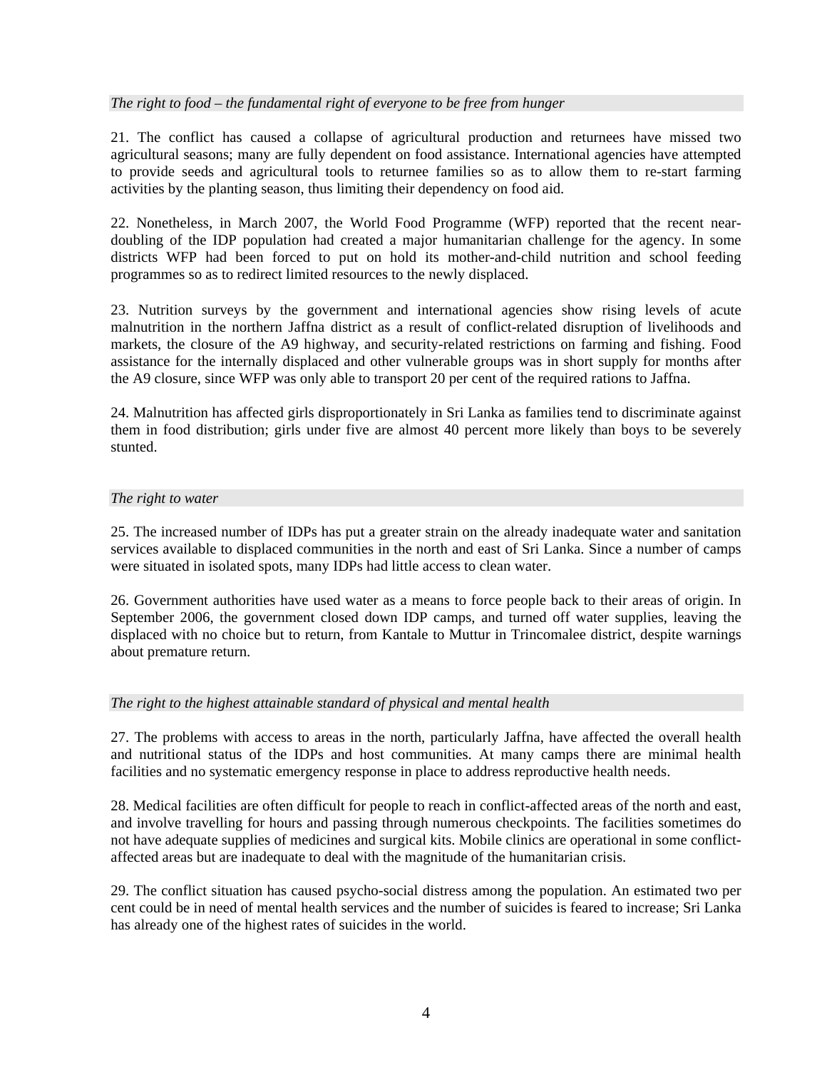*The right to food – the fundamental right of everyone to be free from hunger*

21. The conflict has caused a collapse of agricultural production and returnees have missed two agricultural seasons; many are fully dependent on food assistance. International agencies have attempted to provide seeds and agricultural tools to returnee families so as to allow them to re-start farming activities by the planting season, thus limiting their dependency on food aid.

22. Nonetheless, in March 2007, the World Food Programme (WFP) reported that the recent near-doubling of the IDP population had created a major humanitarian challenge for the agency. In some districts WFP had been forced to put on hold its mother-and-child nutrition and school feeding programmes so as to redirect limited resources to the newly displaced.

23. Nutrition surveys by the government and international agencies show rising levels of acute malnutrition in the northern Jaffna district as a result of conflict-related disruption of livelihoods and markets, the closure of the A9 highway, and security-related restrictions on farming and fishing. Food assistance for the internally displaced and other vulnerable groups was in short supply for months after the A9 closure, since WFP was only able to transport 20 per cent of the required rations to Jaffna.

24. Malnutrition has affected girls disproportionately in Sri Lanka as families tend to discriminate against them in food distribution; girls under five are almost 40 percent more likely than boys to be severely stunted.

*The right to water*

25. The increased number of IDPs has put a greater strain on the already inadequate water and sanitation services available to displaced communities in the north and east of Sri Lanka. Since a number of camps were situated in isolated spots, many IDPs had little access to clean water.

26. Government authorities have used water as a means to force people back to their areas of origin. In September 2006, the government closed down IDP camps, and turned off water supplies, leaving the displaced with no choice but to return, from Kantale to Muttur in Trincomalee district, despite warnings about premature return.

*The right to the highest attainable standard of physical and mental health*

27. The problems with access to areas in the north, particularly Jaffna, have affected the overall health and nutritional status of the IDPs and host communities. At many camps there are minimal health facilities and no systematic emergency response in place to address reproductive health needs.

28. Medical facilities are often difficult for people to reach in conflict-affected areas of the north and east, and involve travelling for hours and passing through numerous checkpoints. The facilities sometimes do not have adequate supplies of medicines and surgical kits. Mobile clinics are operational in some conflict-affected areas but are inadequate to deal with the magnitude of the humanitarian crisis.

29. The conflict situation has caused psycho-social distress among the population. An estimated two per cent could be in need of mental health services and the number of suicides is feared to increase; Sri Lanka has already one of the highest rates of suicides in the world.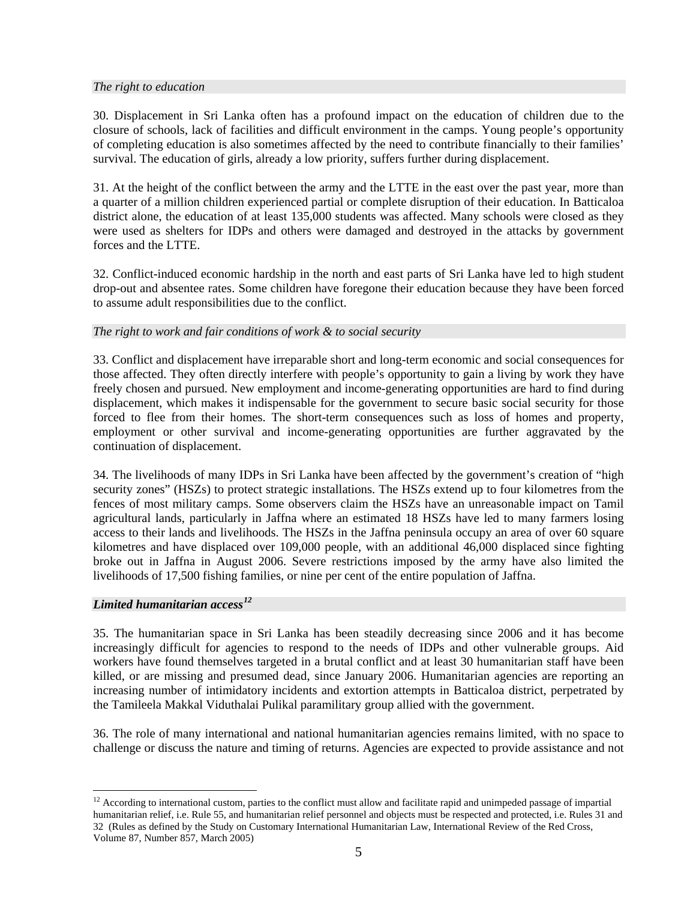*The right to education*

30. Displacement in Sri Lanka often has a profound impact on the education of children due to the closure of schools, lack of facilities and difficult environment in the camps. Young people's opportunity of completing education is also sometimes affected by the need to contribute financially to their families' survival. The education of girls, already a low priority, suffers further during displacement.

31. At the height of the conflict between the army and the LTTE in the east over the past year, more than a quarter of a million children experienced partial or complete disruption of their education. In Batticaloa district alone, the education of at least 135,000 students was affected. Many schools were closed as they were used as shelters for IDPs and others were damaged and destroyed in the attacks by government forces and the LTTE.

32. Conflict-induced economic hardship in the north and east parts of Sri Lanka have led to high student drop-out and absentee rates. Some children have foregone their education because they have been forced to assume adult responsibilities due to the conflict.

*The right to work and fair conditions of work & to social security*

33. Conflict and displacement have irreparable short and long-term economic and social consequences for those affected. They often directly interfere with people's opportunity to gain a living by work they have freely chosen and pursued. New employment and income-generating opportunities are hard to find during displacement, which makes it indispensable for the government to secure basic social security for those forced to flee from their homes. The short-term consequences such as loss of homes and property, employment or other survival and income-generating opportunities are further aggravated by the continuation of displacement.

34. The livelihoods of many IDPs in Sri Lanka have been affected by the government's creation of "high security zones" (HSZs) to protect strategic installations. The HSZs extend up to four kilometres from the fences of most military camps. Some observers claim the HSZs have an unreasonable impact on Tamil agricultural lands, particularly in Jaffna where an estimated 18 HSZs have led to many farmers losing access to their lands and livelihoods. The HSZs in the Jaffna peninsula occupy an area of over 60 square kilometres and have displaced over 109,000 people, with an additional 46,000 displaced since fighting broke out in Jaffna in August 2006. Severe restrictions imposed by the army have also limited the livelihoods of 17,500 fishing families, or nine per cent of the entire population of Jaffna.

***Limited humanitarian access[12]***

35. The humanitarian space in Sri Lanka has been steadily decreasing since 2006 and it has become increasingly difficult for agencies to respond to the needs of IDPs and other vulnerable groups. Aid workers have found themselves targeted in a brutal conflict and at least 30 humanitarian staff have been killed, or are missing and presumed dead, since January 2006. Humanitarian agencies are reporting an increasing number of intimidatory incidents and extortion attempts in Batticaloa district, perpetrated by the Tamileela Makkal Viduthalai Pulikal paramilitary group allied with the government.

36. The role of many international and national humanitarian agencies remains limited, with no space to challenge or discuss the nature and timing of returns. Agencies are expected to provide assistance and not

[12] According to international custom, parties to the conflict must allow and facilitate rapid and unimpeded passage of impartial humanitarian relief, i.e. Rule 55, and humanitarian relief personnel and objects must be respected and protected, i.e. Rules 31 and 32 (Rules as defined by the Study on Customary International Humanitarian Law, International Review of the Red Cross, Volume 87, Number 857, March 2005)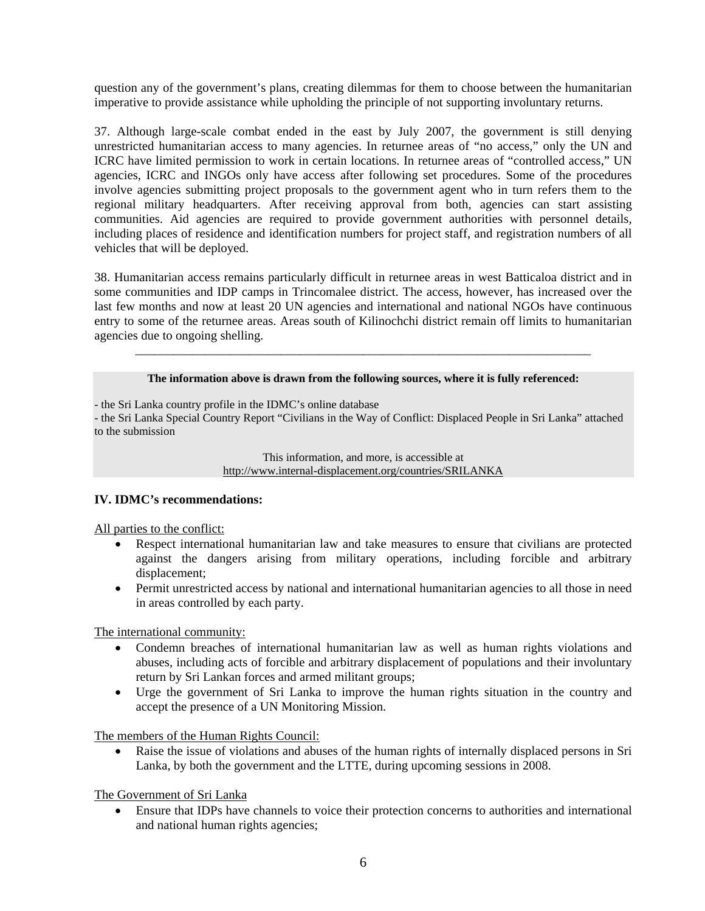question any of the government's plans, creating dilemmas for them to choose between the humanitarian imperative to provide assistance while upholding the principle of not supporting involuntary returns.

37. Although large-scale combat ended in the east by July 2007, the government is still denying unrestricted humanitarian access to many agencies. In returnee areas of "no access," only the UN and ICRC have limited permission to work in certain locations. In returnee areas of "controlled access," UN agencies, ICRC and INGOs only have access after following set procedures. Some of the procedures involve agencies submitting project proposals to the government agent who in turn refers them to the regional military headquarters. After receiving approval from both, agencies can start assisting communities. Aid agencies are required to provide government authorities with personnel details, including places of residence and identification numbers for project staff, and registration numbers of all vehicles that will be deployed.

38. Humanitarian access remains particularly difficult in returnee areas in west Batticaloa district and in some communities and IDP camps in Trincomalee district. The access, however, has increased over the last few months and now at least 20 UN agencies and international and national NGOs have continuous entry to some of the returnee areas. Areas south of Kilinochchi district remain off limits to humanitarian agencies due to ongoing shelling.

---

**The information above is drawn from the following sources, where it is fully referenced:**

- the Sri Lanka country profile in the IDMC's online database
- the Sri Lanka Special Country Report "Civilians in the Way of Conflict: Displaced People in Sri Lanka" attached to the submission

This information, and more, is accessible at http://www.internal-displacement.org/countries/SRILANKA

**IV. IDMC's recommendations:**

All parties to the conflict:

- Respect international humanitarian law and take measures to ensure that civilians are protected against the dangers arising from military operations, including forcible and arbitrary displacement;
- Permit unrestricted access by national and international humanitarian agencies to all those in need in areas controlled by each party.

The international community:

- Condemn breaches of international humanitarian law as well as human rights violations and abuses, including acts of forcible and arbitrary displacement of populations and their involuntary return by Sri Lankan forces and armed militant groups;
- Urge the government of Sri Lanka to improve the human rights situation in the country and accept the presence of a UN Monitoring Mission.

The members of the Human Rights Council:

- Raise the issue of violations and abuses of the human rights of internally displaced persons in Sri Lanka, by both the government and the LTTE, during upcoming sessions in 2008.

The Government of Sri Lanka

- Ensure that IDPs have channels to voice their protection concerns to authorities and international and national human rights agencies;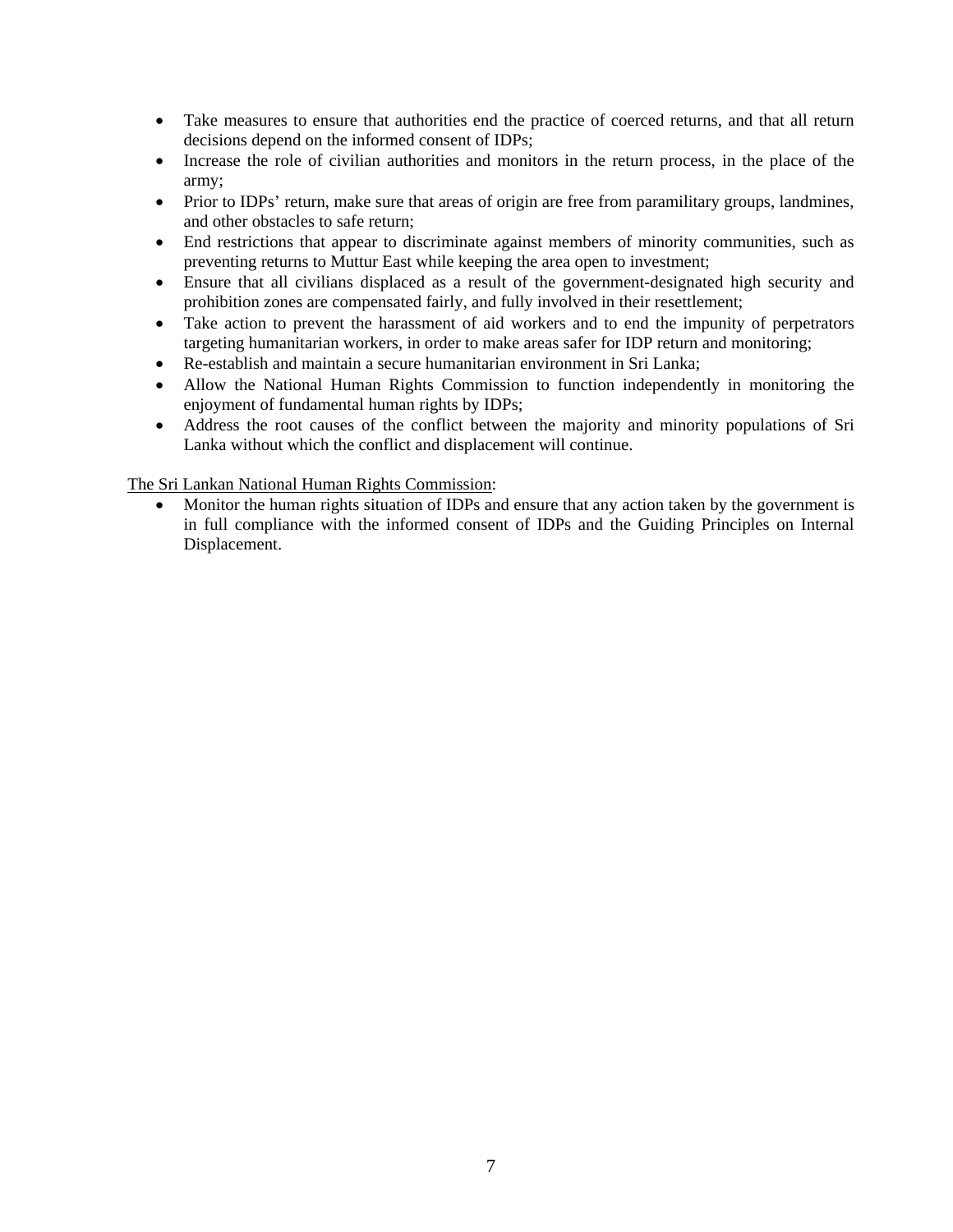- Take measures to ensure that authorities end the practice of coerced returns, and that all return decisions depend on the informed consent of IDPs;
- Increase the role of civilian authorities and monitors in the return process, in the place of the army;
- Prior to IDPs' return, make sure that areas of origin are free from paramilitary groups, landmines, and other obstacles to safe return;
- End restrictions that appear to discriminate against members of minority communities, such as preventing returns to Muttur East while keeping the area open to investment;
- Ensure that all civilians displaced as a result of the government-designated high security and prohibition zones are compensated fairly, and fully involved in their resettlement;
- Take action to prevent the harassment of aid workers and to end the impunity of perpetrators targeting humanitarian workers, in order to make areas safer for IDP return and monitoring;
- Re-establish and maintain a secure humanitarian environment in Sri Lanka;
- Allow the National Human Rights Commission to function independently in monitoring the enjoyment of fundamental human rights by IDPs;
- Address the root causes of the conflict between the majority and minority populations of Sri Lanka without which the conflict and displacement will continue.

<u>The Sri Lankan National Human Rights Commission</u>:

- Monitor the human rights situation of IDPs and ensure that any action taken by the government is in full compliance with the informed consent of IDPs and the Guiding Principles on Internal Displacement.